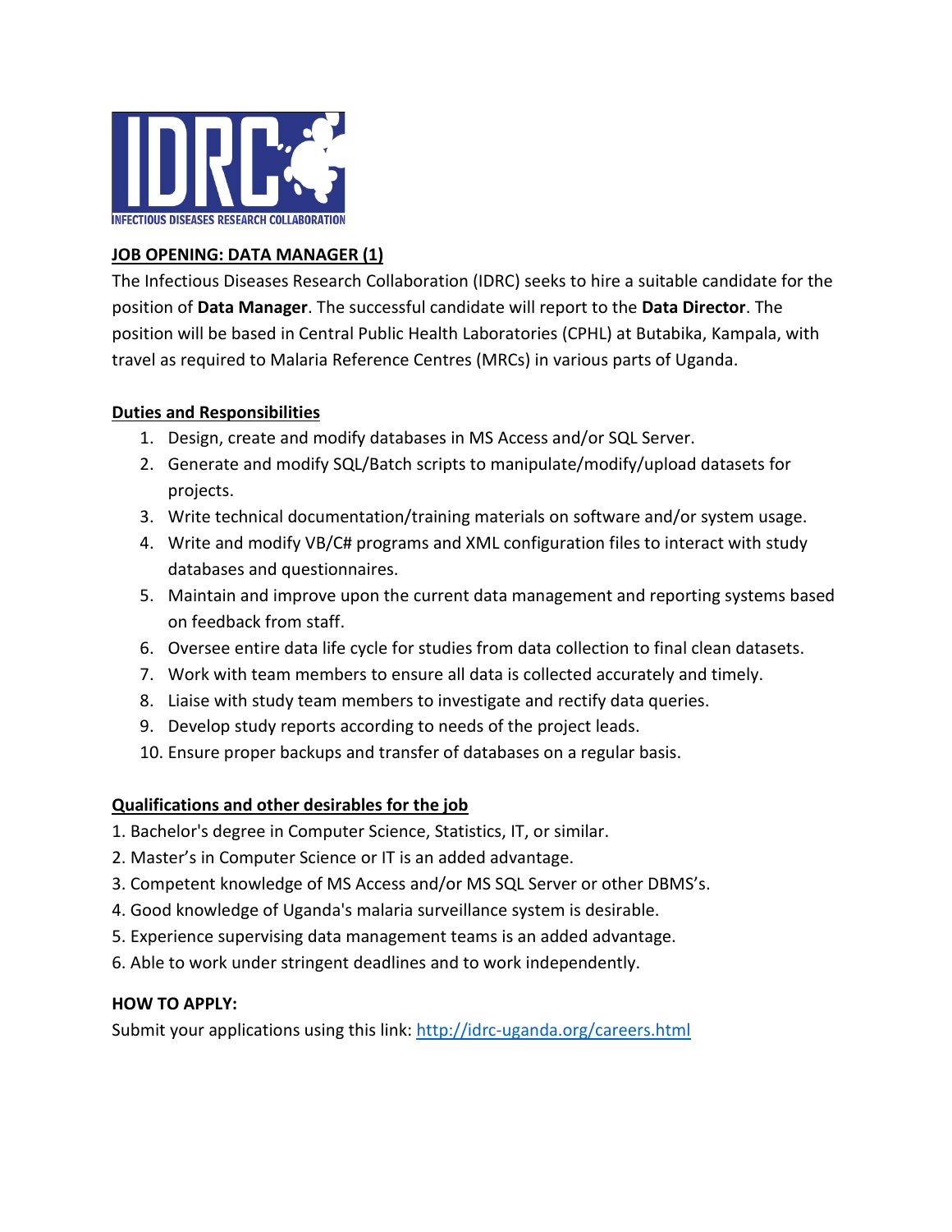IDRC

INFECTIOUS DISEASES RESEARCH COLLABORATION

## JOB OPENING: DATA MANAGER (1)

The Infectious Diseases Research Collaboration (IDRC) seeks to hire a suitable candidate for the position of **Data Manager**. The successful candidate will report to the **Data Director**. The position will be based in Central Public Health Laboratories (CPHL) at Butabika, Kampala, with travel as required to Malaria Reference Centres (MRCs) in various parts of Uganda.

### Duties and Responsibilities

1. Design, create and modify databases in MS Access and/or SQL Server.
2. Generate and modify SQL/Batch scripts to manipulate/modify/upload datasets for projects.
3. Write technical documentation/training materials on software and/or system usage.
4. Write and modify VB/C# programs and XML configuration files to interact with study databases and questionnaires.
5. Maintain and improve upon the current data management and reporting systems based on feedback from staff.
6. Oversee entire data life cycle for studies from data collection to final clean datasets.
7. Work with team members to ensure all data is collected accurately and timely.
8. Liaise with study team members to investigate and rectify data queries.
9. Develop study reports according to needs of the project leads.
10. Ensure proper backups and transfer of databases on a regular basis.

### Qualifications and other desirables for the job

1. Bachelor's degree in Computer Science, Statistics, IT, or similar.
2. Master's in Computer Science or IT is an added advantage.
3. Competent knowledge of MS Access and/or MS SQL Server or other DBMS's.
4. Good knowledge of Uganda's malaria surveillance system is desirable.
5. Experience supervising data management teams is an added advantage.
6. Able to work under stringent deadlines and to work independently.

**HOW TO APPLY:**

Submit your applications using this link: http://idrc-uganda.org/careers.html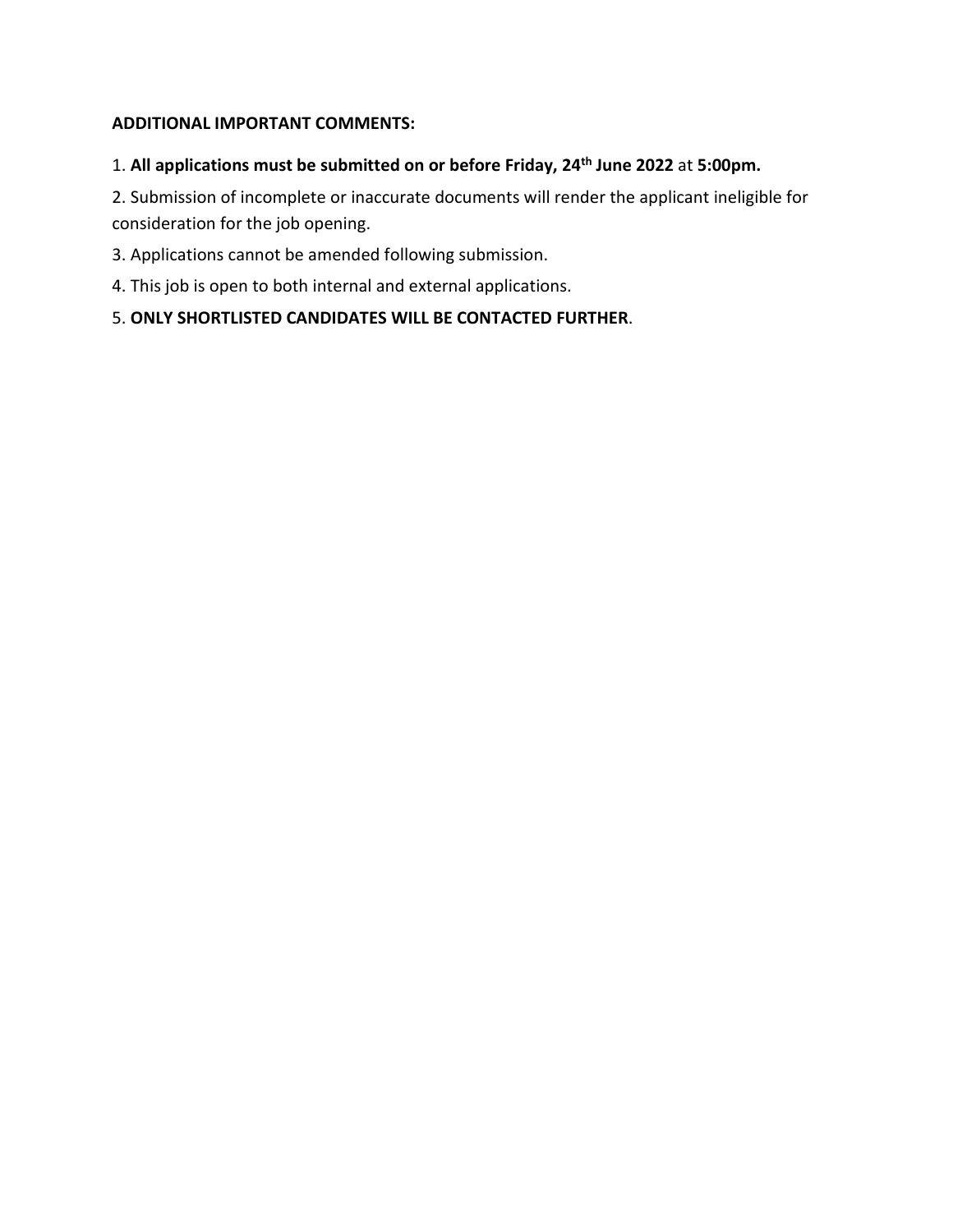**ADDITIONAL IMPORTANT COMMENTS:**

1. **All applications must be submitted on or before Friday, 24th June 2022** at **5:00pm.**

2. Submission of incomplete or inaccurate documents will render the applicant ineligible for consideration for the job opening.

3. Applications cannot be amended following submission.

4. This job is open to both internal and external applications.

5. **ONLY SHORTLISTED CANDIDATES WILL BE CONTACTED FURTHER**.